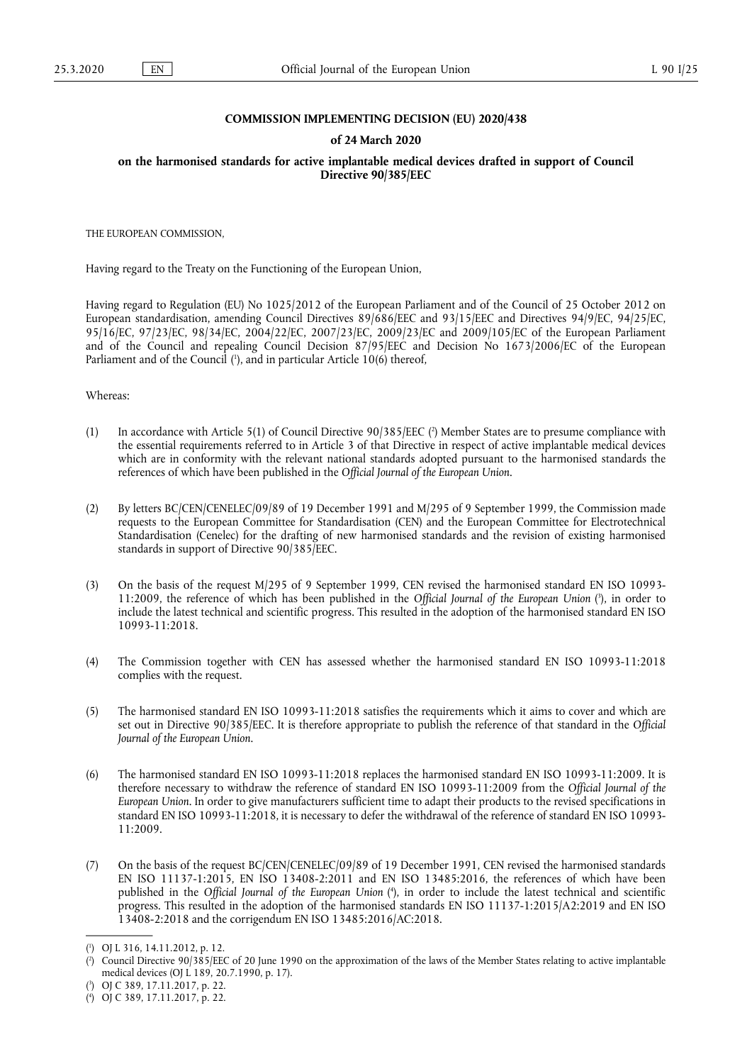**COMMISSION IMPLEMENTING DECISION (EU) 2020/438**

**of 24 March 2020**

**on the harmonised standards for active implantable medical devices drafted in support of Council Directive 90/385/EEC**

THE EUROPEAN COMMISSION,

Having regard to the Treaty on the Functioning of the European Union,

Having regard to Regulation (EU) No 1025/2012 of the European Parliament and of the Council of 25 October 2012 on European standardisation, amending Council Directives 89/686/EEC and 93/15/EEC and Directives 94/9/EC, 94/25/EC, 95/16/EC, 97/23/EC, 98/34/EC, 2004/22/EC, 2007/23/EC, 2009/23/EC and 2009/105/EC of the European Parliament and of the Council and repealing Council Decision 87/95/EEC and Decision No 1673/2006/EC of the European Parliament and of the Council ([1]), and in particular Article 10(6) thereof,

Whereas:

(1) In accordance with Article 5(1) of Council Directive 90/385/EEC ([2]) Member States are to presume compliance with the essential requirements referred to in Article 3 of that Directive in respect of active implantable medical devices which are in conformity with the relevant national standards adopted pursuant to the harmonised standards the references of which have been published in the *Official Journal of the European Union*.

(2) By letters BC/CEN/CENELEC/09/89 of 19 December 1991 and M/295 of 9 September 1999, the Commission made requests to the European Committee for Standardisation (CEN) and the European Committee for Electrotechnical Standardisation (Cenelec) for the drafting of new harmonised standards and the revision of existing harmonised standards in support of Directive 90/385/EEC.

(3) On the basis of the request M/295 of 9 September 1999, CEN revised the harmonised standard EN ISO 10993-11:2009, the reference of which has been published in the *Official Journal of the European Union* ([3]), in order to include the latest technical and scientific progress. This resulted in the adoption of the harmonised standard EN ISO 10993-11:2018.

(4) The Commission together with CEN has assessed whether the harmonised standard EN ISO 10993-11:2018 complies with the request.

(5) The harmonised standard EN ISO 10993-11:2018 satisfies the requirements which it aims to cover and which are set out in Directive 90/385/EEC. It is therefore appropriate to publish the reference of that standard in the *Official Journal of the European Union*.

(6) The harmonised standard EN ISO 10993-11:2018 replaces the harmonised standard EN ISO 10993-11:2009. It is therefore necessary to withdraw the reference of standard EN ISO 10993-11:2009 from the *Official Journal of the European Union*. In order to give manufacturers sufficient time to adapt their products to the revised specifications in standard EN ISO 10993-11:2018, it is necessary to defer the withdrawal of the reference of standard EN ISO 10993-11:2009.

(7) On the basis of the request BC/CEN/CENELEC/09/89 of 19 December 1991, CEN revised the harmonised standards EN ISO 11137-1:2015, EN ISO 13408-2:2011 and EN ISO 13485:2016, the references of which have been published in the *Official Journal of the European Union* ([4]), in order to include the latest technical and scientific progress. This resulted in the adoption of the harmonised standards EN ISO 11137-1:2015/A2:2019 and EN ISO 13408-2:2018 and the corrigendum EN ISO 13485:2016/AC:2018.

---

([1]) OJ L 316, 14.11.2012, p. 12.

([2]) Council Directive 90/385/EEC of 20 June 1990 on the approximation of the laws of the Member States relating to active implantable medical devices (OJ L 189, 20.7.1990, p. 17).

([3]) OJ C 389, 17.11.2017, p. 22.

([4]) OJ C 389, 17.11.2017, p. 22.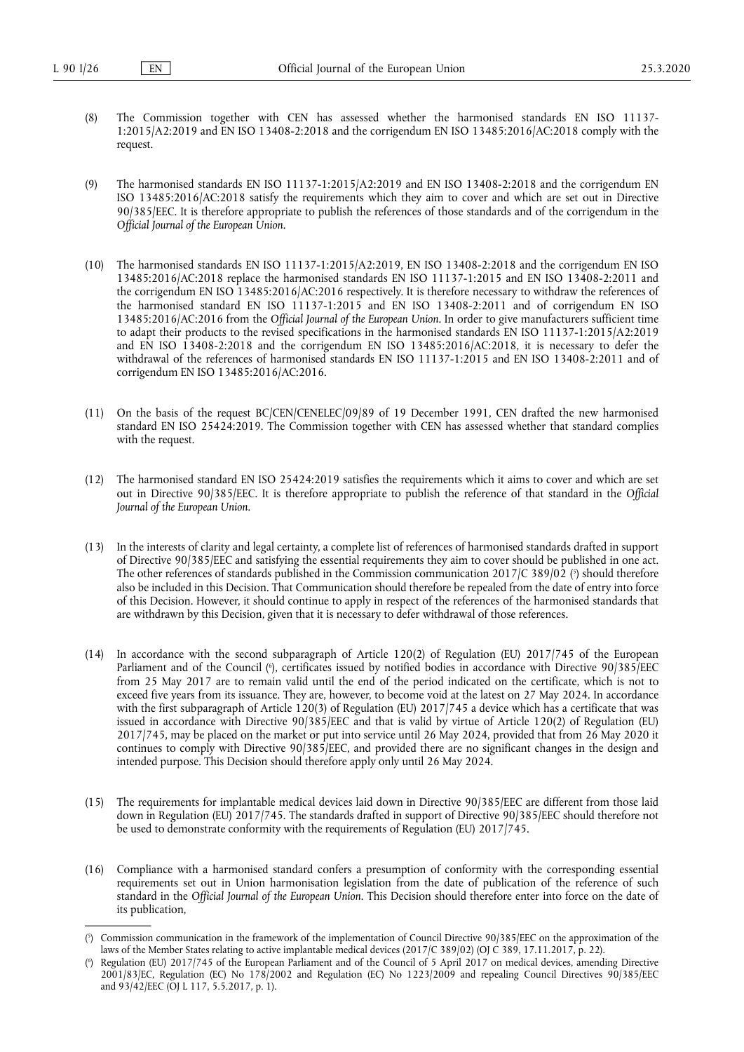(8) The Commission together with CEN has assessed whether the harmonised standards EN ISO 11137-1:2015/A2:2019 and EN ISO 13408-2:2018 and the corrigendum EN ISO 13485:2016/AC:2018 comply with the request.

(9) The harmonised standards EN ISO 11137-1:2015/A2:2019 and EN ISO 13408-2:2018 and the corrigendum EN ISO 13485:2016/AC:2018 satisfy the requirements which they aim to cover and which are set out in Directive 90/385/EEC. It is therefore appropriate to publish the references of those standards and of the corrigendum in the *Official Journal of the European Union*.

(10) The harmonised standards EN ISO 11137-1:2015/A2:2019, EN ISO 13408-2:2018 and the corrigendum EN ISO 13485:2016/AC:2018 replace the harmonised standards EN ISO 11137-1:2015 and EN ISO 13408-2:2011 and the corrigendum EN ISO 13485:2016/AC:2016 respectively. It is therefore necessary to withdraw the references of the harmonised standard EN ISO 11137-1:2015 and EN ISO 13408-2:2011 and of corrigendum EN ISO 13485:2016/AC:2016 from the *Official Journal of the European Union*. In order to give manufacturers sufficient time to adapt their products to the revised specifications in the harmonised standards EN ISO 11137-1:2015/A2:2019 and EN ISO 13408-2:2018 and the corrigendum EN ISO 13485:2016/AC:2018, it is necessary to defer the withdrawal of the references of harmonised standards EN ISO 11137-1:2015 and EN ISO 13408-2:2011 and of corrigendum EN ISO 13485:2016/AC:2016.

(11) On the basis of the request BC/CEN/CENELEC/09/89 of 19 December 1991, CEN drafted the new harmonised standard EN ISO 25424:2019. The Commission together with CEN has assessed whether that standard complies with the request.

(12) The harmonised standard EN ISO 25424:2019 satisfies the requirements which it aims to cover and which are set out in Directive 90/385/EEC. It is therefore appropriate to publish the reference of that standard in the *Official Journal of the European Union*.

(13) In the interests of clarity and legal certainty, a complete list of references of harmonised standards drafted in support of Directive 90/385/EEC and satisfying the essential requirements they aim to cover should be published in one act. The other references of standards published in the Commission communication 2017/C 389/02 [5] should therefore also be included in this Decision. That Communication should therefore be repealed from the date of entry into force of this Decision. However, it should continue to apply in respect of the references of the harmonised standards that are withdrawn by this Decision, given that it is necessary to defer withdrawal of those references.

(14) In accordance with the second subparagraph of Article 120(2) of Regulation (EU) 2017/745 of the European Parliament and of the Council [6], certificates issued by notified bodies in accordance with Directive 90/385/EEC from 25 May 2017 are to remain valid until the end of the period indicated on the certificate, which is not to exceed five years from its issuance. They are, however, to become void at the latest on 27 May 2024. In accordance with the first subparagraph of Article 120(3) of Regulation (EU) 2017/745 a device which has a certificate that was issued in accordance with Directive 90/385/EEC and that is valid by virtue of Article 120(2) of Regulation (EU) 2017/745, may be placed on the market or put into service until 26 May 2024, provided that from 26 May 2020 it continues to comply with Directive 90/385/EEC, and provided there are no significant changes in the design and intended purpose. This Decision should therefore apply only until 26 May 2024.

(15) The requirements for implantable medical devices laid down in Directive 90/385/EEC are different from those laid down in Regulation (EU) 2017/745. The standards drafted in support of Directive 90/385/EEC should therefore not be used to demonstrate conformity with the requirements of Regulation (EU) 2017/745.

(16) Compliance with a harmonised standard confers a presumption of conformity with the corresponding essential requirements set out in Union harmonisation legislation from the date of publication of the reference of such standard in the *Official Journal of the European Union*. This Decision should therefore enter into force on the date of its publication,

---

[5] Commission communication in the framework of the implementation of Council Directive 90/385/EEC on the approximation of the laws of the Member States relating to active implantable medical devices (2017/C 389/02) (OJ C 389, 17.11.2017, p. 22).

[6] Regulation (EU) 2017/745 of the European Parliament and of the Council of 5 April 2017 on medical devices, amending Directive 2001/83/EC, Regulation (EC) No 178/2002 and Regulation (EC) No 1223/2009 and repealing Council Directives 90/385/EEC and 93/42/EEC (OJ L 117, 5.5.2017, p. 1).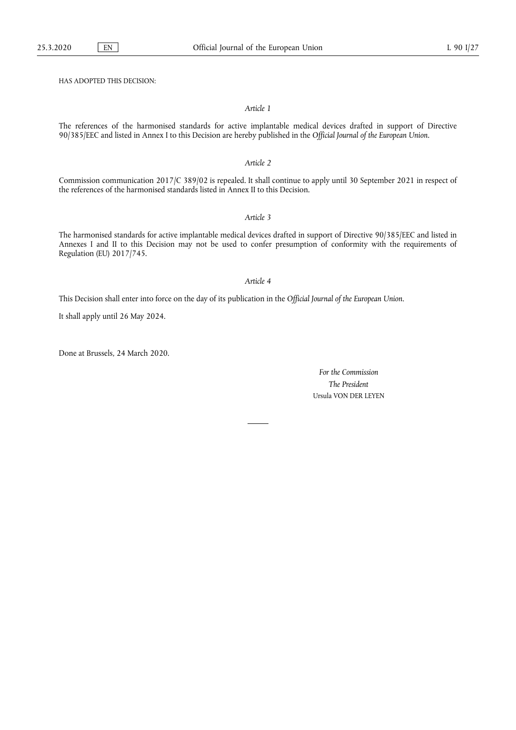HAS ADOPTED THIS DECISION:

*Article 1*

The references of the harmonised standards for active implantable medical devices drafted in support of Directive 90/385/EEC and listed in Annex I to this Decision are hereby published in the *Official Journal of the European Union*.

*Article 2*

Commission communication 2017/C 389/02 is repealed. It shall continue to apply until 30 September 2021 in respect of the references of the harmonised standards listed in Annex II to this Decision.

*Article 3*

The harmonised standards for active implantable medical devices drafted in support of Directive 90/385/EEC and listed in Annexes I and II to this Decision may not be used to confer presumption of conformity with the requirements of Regulation (EU) 2017/745.

*Article 4*

This Decision shall enter into force on the day of its publication in the *Official Journal of the European Union*.

It shall apply until 26 May 2024.

Done at Brussels, 24 March 2020.

*For the Commission*

*The President*

Ursula VON DER LEYEN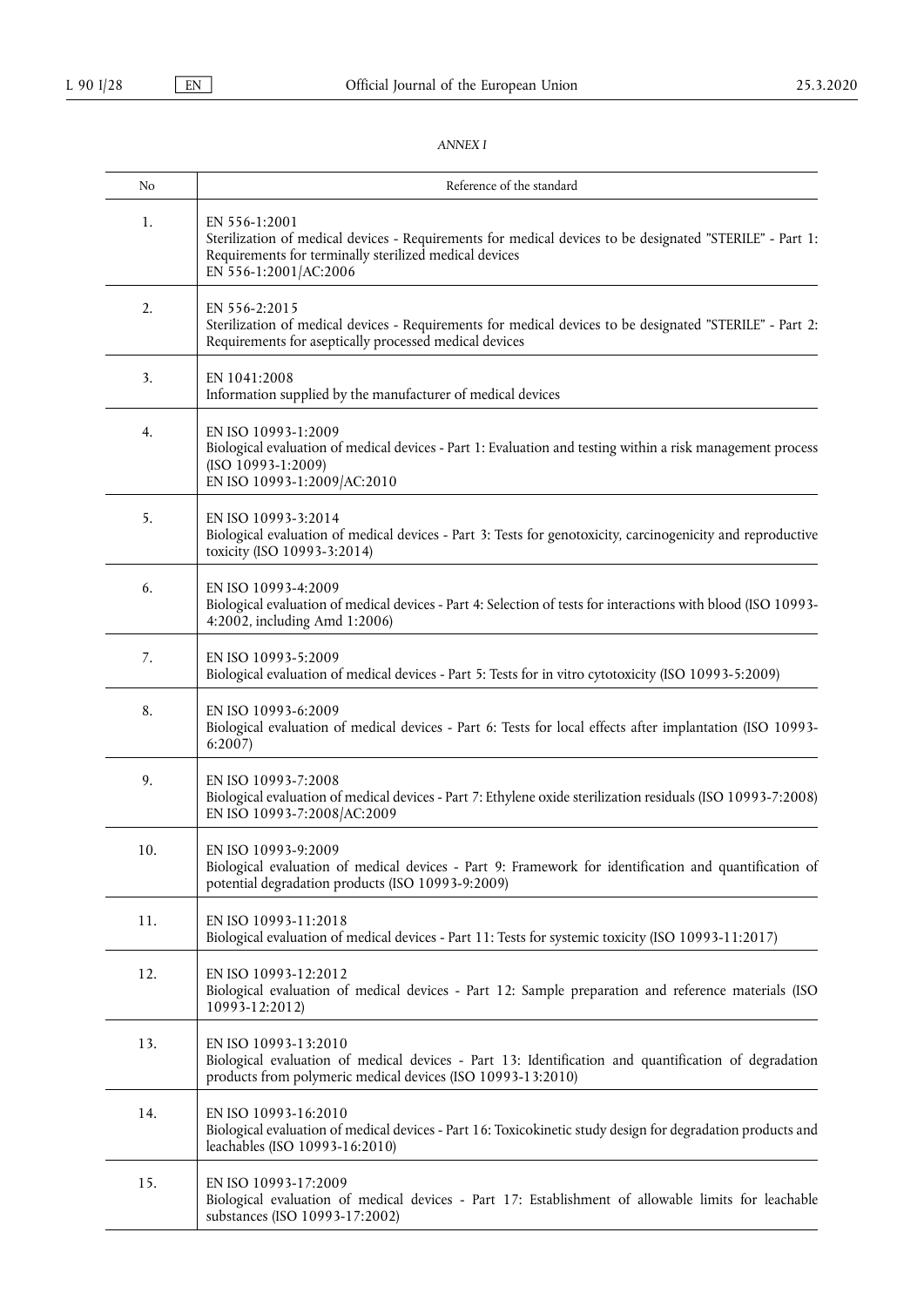*ANNEX I*

| No | Reference of the standard |
|---|---|
| 1. | EN 556-1:2001<br>Sterilization of medical devices - Requirements for medical devices to be designated "STERILE" - Part 1: Requirements for terminally sterilized medical devices<br>EN 556-1:2001/AC:2006 |
| 2. | EN 556-2:2015<br>Sterilization of medical devices - Requirements for medical devices to be designated "STERILE" - Part 2: Requirements for aseptically processed medical devices |
| 3. | EN 1041:2008<br>Information supplied by the manufacturer of medical devices |
| 4. | EN ISO 10993-1:2009<br>Biological evaluation of medical devices - Part 1: Evaluation and testing within a risk management process (ISO 10993-1:2009)<br>EN ISO 10993-1:2009/AC:2010 |
| 5. | EN ISO 10993-3:2014<br>Biological evaluation of medical devices - Part 3: Tests for genotoxicity, carcinogenicity and reproductive toxicity (ISO 10993-3:2014) |
| 6. | EN ISO 10993-4:2009<br>Biological evaluation of medical devices - Part 4: Selection of tests for interactions with blood (ISO 10993-4:2002, including Amd 1:2006) |
| 7. | EN ISO 10993-5:2009<br>Biological evaluation of medical devices - Part 5: Tests for in vitro cytotoxicity (ISO 10993-5:2009) |
| 8. | EN ISO 10993-6:2009<br>Biological evaluation of medical devices - Part 6: Tests for local effects after implantation (ISO 10993-6:2007) |
| 9. | EN ISO 10993-7:2008<br>Biological evaluation of medical devices - Part 7: Ethylene oxide sterilization residuals (ISO 10993-7:2008)<br>EN ISO 10993-7:2008/AC:2009 |
| 10. | EN ISO 10993-9:2009<br>Biological evaluation of medical devices - Part 9: Framework for identification and quantification of potential degradation products (ISO 10993-9:2009) |
| 11. | EN ISO 10993-11:2018<br>Biological evaluation of medical devices - Part 11: Tests for systemic toxicity (ISO 10993-11:2017) |
| 12. | EN ISO 10993-12:2012<br>Biological evaluation of medical devices - Part 12: Sample preparation and reference materials (ISO 10993-12:2012) |
| 13. | EN ISO 10993-13:2010<br>Biological evaluation of medical devices - Part 13: Identification and quantification of degradation products from polymeric medical devices (ISO 10993-13:2010) |
| 14. | EN ISO 10993-16:2010<br>Biological evaluation of medical devices - Part 16: Toxicokinetic study design for degradation products and leachables (ISO 10993-16:2010) |
| 15. | EN ISO 10993-17:2009<br>Biological evaluation of medical devices - Part 17: Establishment of allowable limits for leachable substances (ISO 10993-17:2002) |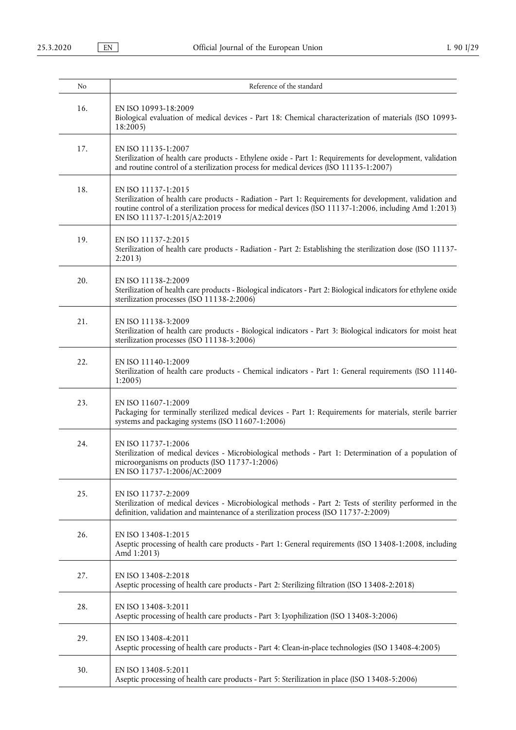| No | Reference of the standard |
|---|---|
| 16. | EN ISO 10993-18:2009<br>Biological evaluation of medical devices - Part 18: Chemical characterization of materials (ISO 10993-18:2005) |
| 17. | EN ISO 11135-1:2007<br>Sterilization of health care products - Ethylene oxide - Part 1: Requirements for development, validation and routine control of a sterilization process for medical devices (ISO 11135-1:2007) |
| 18. | EN ISO 11137-1:2015<br>Sterilization of health care products - Radiation - Part 1: Requirements for development, validation and routine control of a sterilization process for medical devices (ISO 11137-1:2006, including Amd 1:2013)<br>EN ISO 11137-1:2015/A2:2019 |
| 19. | EN ISO 11137-2:2015<br>Sterilization of health care products - Radiation - Part 2: Establishing the sterilization dose (ISO 11137-2:2013) |
| 20. | EN ISO 11138-2:2009<br>Sterilization of health care products - Biological indicators - Part 2: Biological indicators for ethylene oxide sterilization processes (ISO 11138-2:2006) |
| 21. | EN ISO 11138-3:2009<br>Sterilization of health care products - Biological indicators - Part 3: Biological indicators for moist heat sterilization processes (ISO 11138-3:2006) |
| 22. | EN ISO 11140-1:2009<br>Sterilization of health care products - Chemical indicators - Part 1: General requirements (ISO 11140-1:2005) |
| 23. | EN ISO 11607-1:2009<br>Packaging for terminally sterilized medical devices - Part 1: Requirements for materials, sterile barrier systems and packaging systems (ISO 11607-1:2006) |
| 24. | EN ISO 11737-1:2006<br>Sterilization of medical devices - Microbiological methods - Part 1: Determination of a population of microorganisms on products (ISO 11737-1:2006)<br>EN ISO 11737-1:2006/AC:2009 |
| 25. | EN ISO 11737-2:2009<br>Sterilization of medical devices - Microbiological methods - Part 2: Tests of sterility performed in the definition, validation and maintenance of a sterilization process (ISO 11737-2:2009) |
| 26. | EN ISO 13408-1:2015<br>Aseptic processing of health care products - Part 1: General requirements (ISO 13408-1:2008, including Amd 1:2013) |
| 27. | EN ISO 13408-2:2018<br>Aseptic processing of health care products - Part 2: Sterilizing filtration (ISO 13408-2:2018) |
| 28. | EN ISO 13408-3:2011<br>Aseptic processing of health care products - Part 3: Lyophilization (ISO 13408-3:2006) |
| 29. | EN ISO 13408-4:2011<br>Aseptic processing of health care products - Part 4: Clean-in-place technologies (ISO 13408-4:2005) |
| 30. | EN ISO 13408-5:2011<br>Aseptic processing of health care products - Part 5: Sterilization in place (ISO 13408-5:2006) |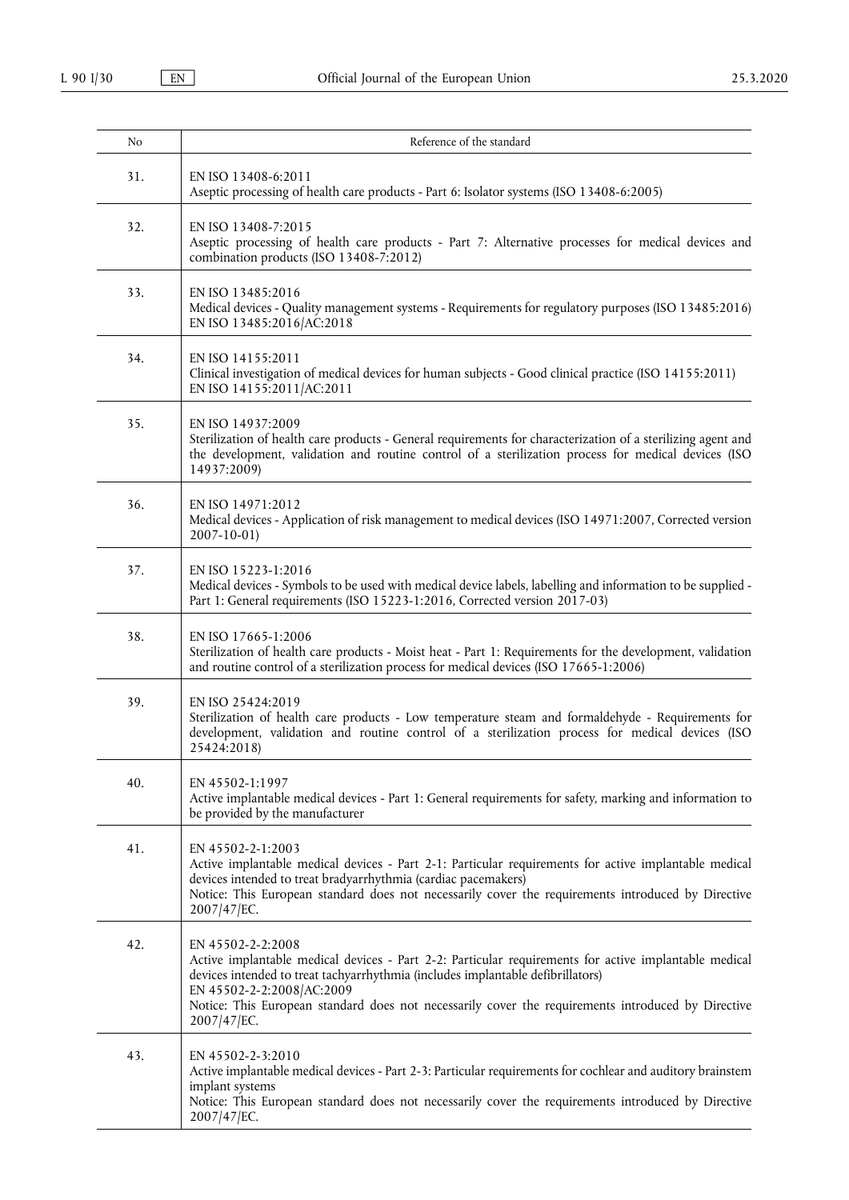| No | Reference of the standard |
|---|---|
| 31. | EN ISO 13408-6:2011<br>Aseptic processing of health care products - Part 6: Isolator systems (ISO 13408-6:2005) |
| 32. | EN ISO 13408-7:2015<br>Aseptic processing of health care products - Part 7: Alternative processes for medical devices and combination products (ISO 13408-7:2012) |
| 33. | EN ISO 13485:2016<br>Medical devices - Quality management systems - Requirements for regulatory purposes (ISO 13485:2016)<br>EN ISO 13485:2016/AC:2018 |
| 34. | EN ISO 14155:2011<br>Clinical investigation of medical devices for human subjects - Good clinical practice (ISO 14155:2011)<br>EN ISO 14155:2011/AC:2011 |
| 35. | EN ISO 14937:2009<br>Sterilization of health care products - General requirements for characterization of a sterilizing agent and the development, validation and routine control of a sterilization process for medical devices (ISO 14937:2009) |
| 36. | EN ISO 14971:2012<br>Medical devices - Application of risk management to medical devices (ISO 14971:2007, Corrected version 2007-10-01) |
| 37. | EN ISO 15223-1:2016<br>Medical devices - Symbols to be used with medical device labels, labelling and information to be supplied - Part 1: General requirements (ISO 15223-1:2016, Corrected version 2017-03) |
| 38. | EN ISO 17665-1:2006<br>Sterilization of health care products - Moist heat - Part 1: Requirements for the development, validation and routine control of a sterilization process for medical devices (ISO 17665-1:2006) |
| 39. | EN ISO 25424:2019<br>Sterilization of health care products - Low temperature steam and formaldehyde - Requirements for development, validation and routine control of a sterilization process for medical devices (ISO 25424:2018) |
| 40. | EN 45502-1:1997<br>Active implantable medical devices - Part 1: General requirements for safety, marking and information to be provided by the manufacturer |
| 41. | EN 45502-2-1:2003<br>Active implantable medical devices - Part 2-1: Particular requirements for active implantable medical devices intended to treat bradyarrhythmia (cardiac pacemakers)<br>Notice: This European standard does not necessarily cover the requirements introduced by Directive 2007/47/EC. |
| 42. | EN 45502-2-2:2008<br>Active implantable medical devices - Part 2-2: Particular requirements for active implantable medical devices intended to treat tachyarrhythmia (includes implantable defibrillators)<br>EN 45502-2-2:2008/AC:2009<br>Notice: This European standard does not necessarily cover the requirements introduced by Directive 2007/47/EC. |
| 43. | EN 45502-2-3:2010<br>Active implantable medical devices - Part 2-3: Particular requirements for cochlear and auditory brainstem implant systems<br>Notice: This European standard does not necessarily cover the requirements introduced by Directive 2007/47/EC. |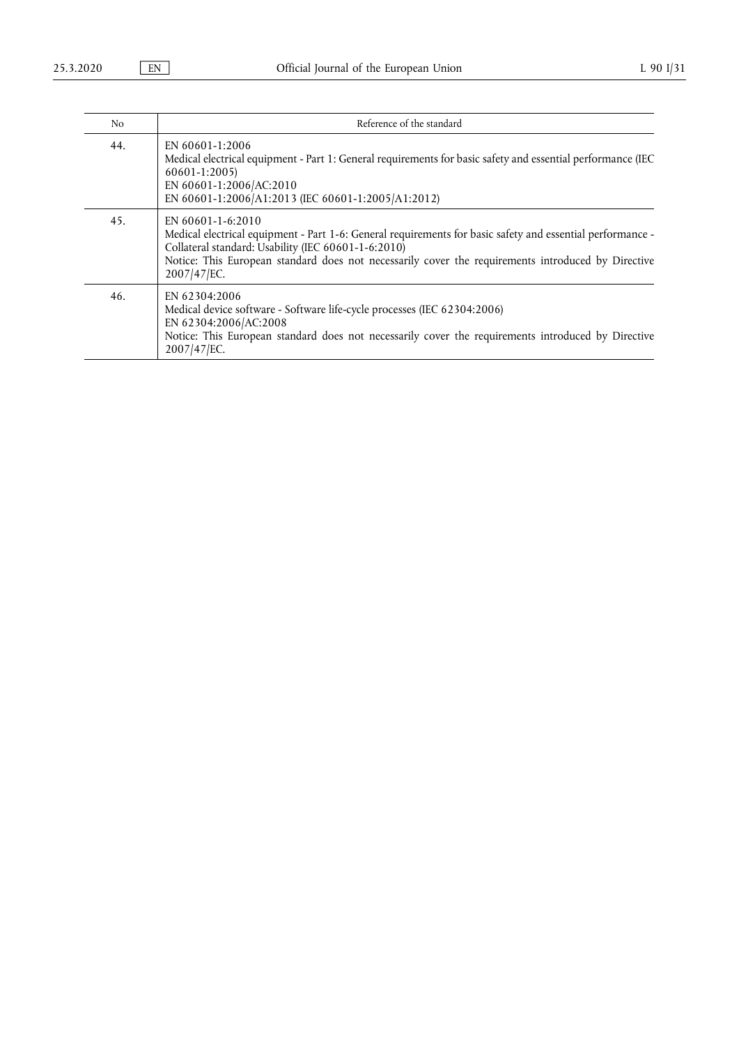| No | Reference of the standard |
| --- | --- |
| 44. | EN 60601-1:2006<br>Medical electrical equipment - Part 1: General requirements for basic safety and essential performance (IEC 60601-1:2005)<br>EN 60601-1:2006/AC:2010<br>EN 60601-1:2006/A1:2013 (IEC 60601-1:2005/A1:2012) |
| 45. | EN 60601-1-6:2010<br>Medical electrical equipment - Part 1-6: General requirements for basic safety and essential performance - Collateral standard: Usability (IEC 60601-1-6:2010)<br>Notice: This European standard does not necessarily cover the requirements introduced by Directive 2007/47/EC. |
| 46. | EN 62304:2006<br>Medical device software - Software life-cycle processes (IEC 62304:2006)<br>EN 62304:2006/AC:2008<br>Notice: This European standard does not necessarily cover the requirements introduced by Directive 2007/47/EC. |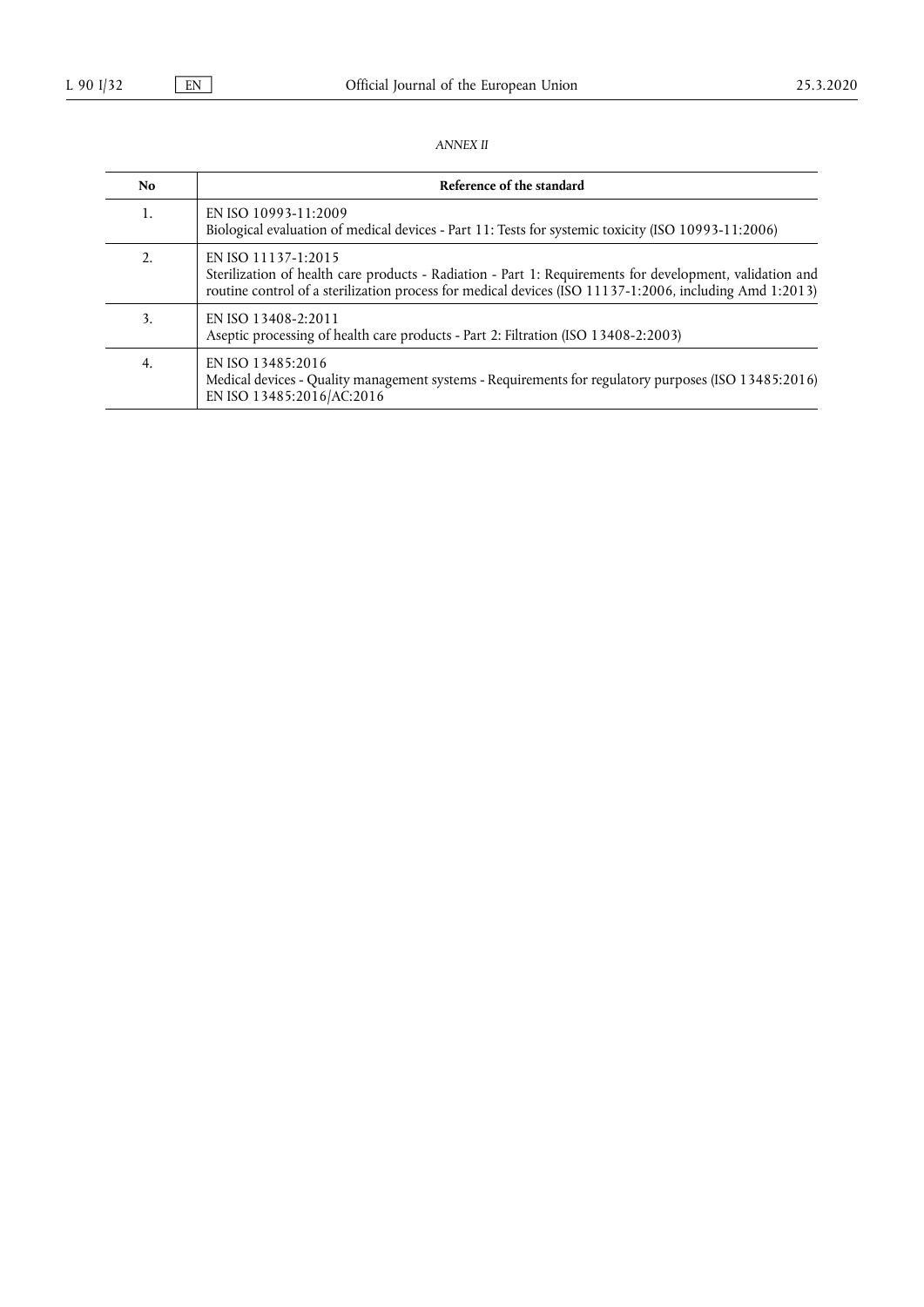*ANNEX II*

| No | Reference of the standard |
| --- | --- |
| 1. | EN ISO 10993-11:2009<br>Biological evaluation of medical devices - Part 11: Tests for systemic toxicity (ISO 10993-11:2006) |
| 2. | EN ISO 11137-1:2015<br>Sterilization of health care products - Radiation - Part 1: Requirements for development, validation and routine control of a sterilization process for medical devices (ISO 11137-1:2006, including Amd 1:2013) |
| 3. | EN ISO 13408-2:2011<br>Aseptic processing of health care products - Part 2: Filtration (ISO 13408-2:2003) |
| 4. | EN ISO 13485:2016<br>Medical devices - Quality management systems - Requirements for regulatory purposes (ISO 13485:2016)<br>EN ISO 13485:2016/AC:2016 |